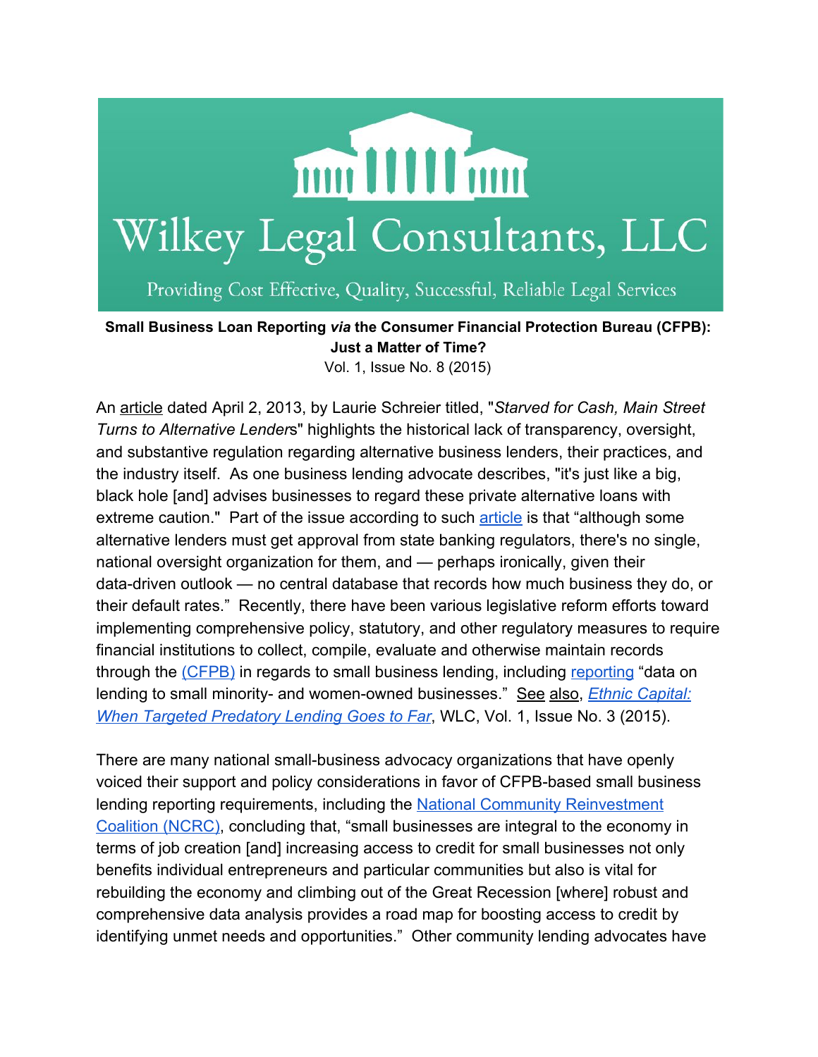# Wilkey Legal Consultants, LLC

Providing Cost Effective, Quality, Successful, Reliable Legal Services

**Small Business Loan Reporting *via* the Consumer Financial Protection Bureau (CFPB): Just a Matter of Time?**

Vol. 1, Issue No. 8 (2015)

An article dated April 2, 2013, by Laurie Schreier titled, "*Starved for Cash, Main Street Turns to Alternative Lender*s" highlights the historical lack of transparency, oversight, and substantive regulation regarding alternative business lenders, their practices, and the industry itself. As one business lending advocate describes, "it's just like a big, black hole [and] advises businesses to regard these private alternative loans with extreme caution." Part of the issue according to such article is that "although some alternative lenders must get approval from state banking regulators, there's no single, national oversight organization for them, and — perhaps ironically, given their data-driven outlook — no central database that records how much business they do, or their default rates." Recently, there have been various legislative reform efforts toward implementing comprehensive policy, statutory, and other regulatory measures to require financial institutions to collect, compile, evaluate and otherwise maintain records through the (CFPB) in regards to small business lending, including reporting "data on lending to small minority- and women-owned businesses." See also, *Ethnic Capital: When Targeted Predatory Lending Goes to Far*, WLC, Vol. 1, Issue No. 3 (2015).

There are many national small-business advocacy organizations that have openly voiced their support and policy considerations in favor of CFPB-based small business lending reporting requirements, including the National Community Reinvestment Coalition (NCRC), concluding that, "small businesses are integral to the economy in terms of job creation [and] increasing access to credit for small businesses not only benefits individual entrepreneurs and particular communities but also is vital for rebuilding the economy and climbing out of the Great Recession [where] robust and comprehensive data analysis provides a road map for boosting access to credit by identifying unmet needs and opportunities." Other community lending advocates have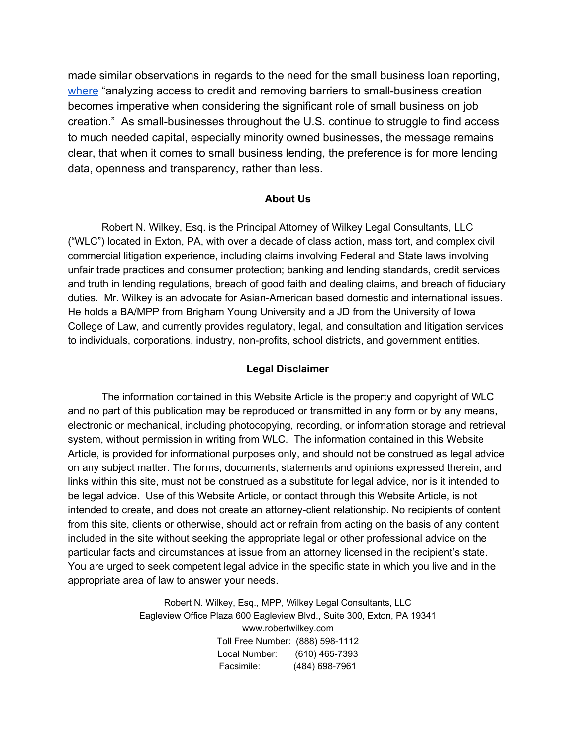made similar observations in regards to the need for the small business loan reporting, where "analyzing access to credit and removing barriers to small-business creation becomes imperative when considering the significant role of small business on job creation." As small-businesses throughout the U.S. continue to struggle to find access to much needed capital, especially minority owned businesses, the message remains clear, that when it comes to small business lending, the preference is for more lending data, openness and transparency, rather than less.

## About Us

Robert N. Wilkey, Esq. is the Principal Attorney of Wilkey Legal Consultants, LLC ("WLC") located in Exton, PA, with over a decade of class action, mass tort, and complex civil commercial litigation experience, including claims involving Federal and State laws involving unfair trade practices and consumer protection; banking and lending standards, credit services and truth in lending regulations, breach of good faith and dealing claims, and breach of fiduciary duties. Mr. Wilkey is an advocate for Asian-American based domestic and international issues. He holds a BA/MPP from Brigham Young University and a JD from the University of Iowa College of Law, and currently provides regulatory, legal, and consultation and litigation services to individuals, corporations, industry, non-profits, school districts, and government entities.

## Legal Disclaimer

The information contained in this Website Article is the property and copyright of WLC and no part of this publication may be reproduced or transmitted in any form or by any means, electronic or mechanical, including photocopying, recording, or information storage and retrieval system, without permission in writing from WLC. The information contained in this Website Article, is provided for informational purposes only, and should not be construed as legal advice on any subject matter. The forms, documents, statements and opinions expressed therein, and links within this site, must not be construed as a substitute for legal advice, nor is it intended to be legal advice. Use of this Website Article, or contact through this Website Article, is not intended to create, and does not create an attorney-client relationship. No recipients of content from this site, clients or otherwise, should act or refrain from acting on the basis of any content included in the site without seeking the appropriate legal or other professional advice on the particular facts and circumstances at issue from an attorney licensed in the recipient's state. You are urged to seek competent legal advice in the specific state in which you live and in the appropriate area of law to answer your needs.

Robert N. Wilkey, Esq., MPP, Wilkey Legal Consultants, LLC
Eagleview Office Plaza 600 Eagleview Blvd., Suite 300, Exton, PA 19341
www.robertwilkey.com
Toll Free Number: (888) 598-1112
Local Number: (610) 465-7393
Facsimile: (484) 698-7961